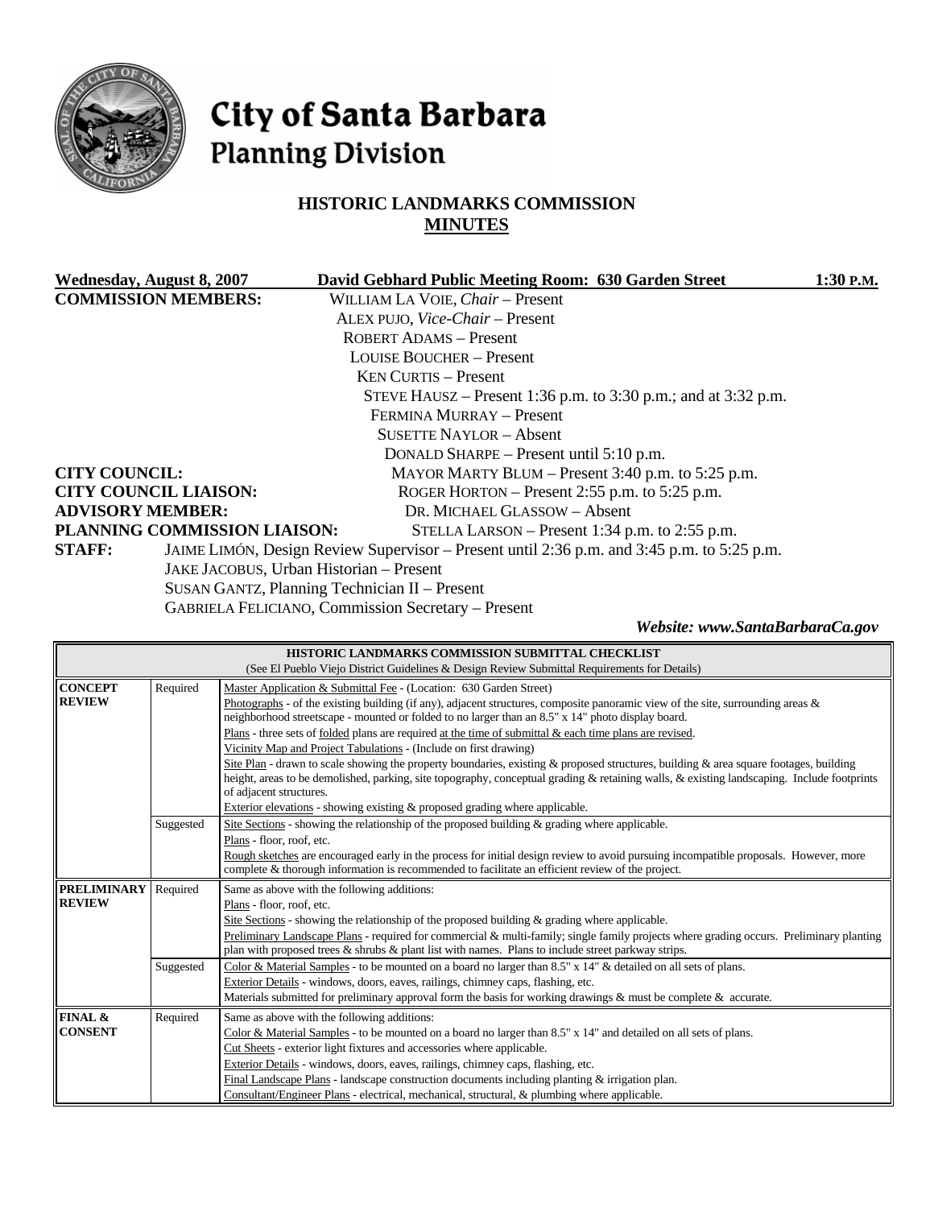# City of Santa Barbara
## Planning Division

### HISTORIC LANDMARKS COMMISSION
### MINUTES

**Wednesday, August 8, 2007** **David Gebhard Public Meeting Room: 630 Garden Street** **1:30 P.M.**

**COMMISSION MEMBERS:**
- WILLIAM LA VOIE, *Chair* – Present
- ALEX PUJO, *Vice-Chair* – Present
- ROBERT ADAMS – Present
- LOUISE BOUCHER – Present
- KEN CURTIS – Present
- STEVE HAUSZ – Present 1:36 p.m. to 3:30 p.m.; and at 3:32 p.m.
- FERMINA MURRAY – Present
- SUSETTE NAYLOR – Absent
- DONALD SHARPE – Present until 5:10 p.m.

**CITY COUNCIL:** MAYOR MARTY BLUM – Present 3:40 p.m. to 5:25 p.m.

**CITY COUNCIL LIAISON:** ROGER HORTON – Present 2:55 p.m. to 5:25 p.m.

**ADVISORY MEMBER:** DR. MICHAEL GLASSOW – Absent

**PLANNING COMMISSION LIAISON:** STELLA LARSON – Present 1:34 p.m. to 2:55 p.m.

**STAFF:**
- JAIME LIMÓN, Design Review Supervisor – Present until 2:36 p.m. and 3:45 p.m. to 5:25 p.m.
- JAKE JACOBUS, Urban Historian – Present
- SUSAN GANTZ, Planning Technician II – Present
- GABRIELA FELICIANO, Commission Secretary – Present

***Website: www.SantaBarbaraCa.gov***

| HISTORIC LANDMARKS COMMISSION SUBMITTAL CHECKLIST (See El Pueblo Viejo District Guidelines & Design Review Submittal Requirements for Details) | | |
|---|---|---|
| **CONCEPT REVIEW** | Required | Master Application & Submittal Fee - (Location: 630 Garden Street)<br>Photographs - of the existing building (if any), adjacent structures, composite panoramic view of the site, surrounding areas & neighborhood streetscape - mounted or folded to no larger than an 8.5" x 14" photo display board.<br>Plans - three sets of folded plans are required at the time of submittal & each time plans are revised.<br>Vicinity Map and Project Tabulations - (Include on first drawing)<br>Site Plan - drawn to scale showing the property boundaries, existing & proposed structures, building & area square footages, building height, areas to be demolished, parking, site topography, conceptual grading & retaining walls, & existing landscaping. Include footprints of adjacent structures.<br>Exterior elevations - showing existing & proposed grading where applicable. |
| | Suggested | Site Sections - showing the relationship of the proposed building & grading where applicable.<br>Plans - floor, roof, etc.<br>Rough sketches are encouraged early in the process for initial design review to avoid pursuing incompatible proposals. However, more complete & thorough information is recommended to facilitate an efficient review of the project. |
| **PRELIMINARY REVIEW** | Required | Same as above with the following additions:<br>Plans - floor, roof, etc.<br>Site Sections - showing the relationship of the proposed building & grading where applicable.<br>Preliminary Landscape Plans - required for commercial & multi-family; single family projects where grading occurs. Preliminary planting plan with proposed trees & shrubs & plant list with names. Plans to include street parkway strips. |
| | Suggested | Color & Material Samples - to be mounted on a board no larger than 8.5" x 14" & detailed on all sets of plans.<br>Exterior Details - windows, doors, eaves, railings, chimney caps, flashing, etc.<br>Materials submitted for preliminary approval form the basis for working drawings & must be complete & accurate. |
| **FINAL & CONSENT** | Required | Same as above with the following additions:<br>Color & Material Samples - to be mounted on a board no larger than 8.5" x 14" and detailed on all sets of plans.<br>Cut Sheets - exterior light fixtures and accessories where applicable.<br>Exterior Details - windows, doors, eaves, railings, chimney caps, flashing, etc.<br>Final Landscape Plans - landscape construction documents including planting & irrigation plan.<br>Consultant/Engineer Plans - electrical, mechanical, structural, & plumbing where applicable. |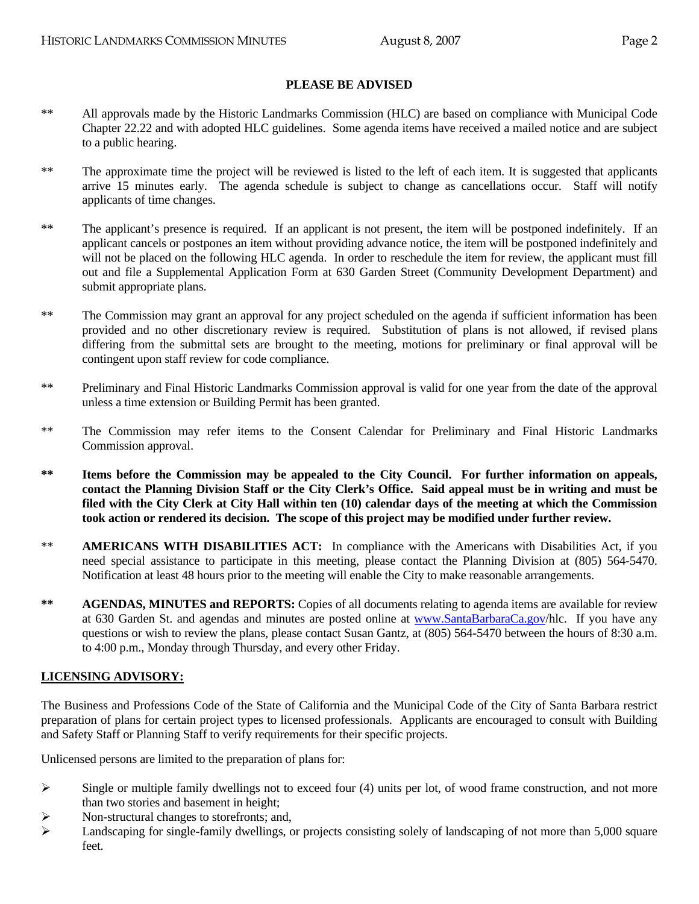## PLEASE BE ADVISED

** All approvals made by the Historic Landmarks Commission (HLC) are based on compliance with Municipal Code Chapter 22.22 and with adopted HLC guidelines. Some agenda items have received a mailed notice and are subject to a public hearing.

** The approximate time the project will be reviewed is listed to the left of each item. It is suggested that applicants arrive 15 minutes early. The agenda schedule is subject to change as cancellations occur. Staff will notify applicants of time changes.

** The applicant's presence is required. If an applicant is not present, the item will be postponed indefinitely. If an applicant cancels or postpones an item without providing advance notice, the item will be postponed indefinitely and will not be placed on the following HLC agenda. In order to reschedule the item for review, the applicant must fill out and file a Supplemental Application Form at 630 Garden Street (Community Development Department) and submit appropriate plans.

** The Commission may grant an approval for any project scheduled on the agenda if sufficient information has been provided and no other discretionary review is required. Substitution of plans is not allowed, if revised plans differing from the submittal sets are brought to the meeting, motions for preliminary or final approval will be contingent upon staff review for code compliance.

** Preliminary and Final Historic Landmarks Commission approval is valid for one year from the date of the approval unless a time extension or Building Permit has been granted.

** The Commission may refer items to the Consent Calendar for Preliminary and Final Historic Landmarks Commission approval.

**\*\* Items before the Commission may be appealed to the City Council. For further information on appeals, contact the Planning Division Staff or the City Clerk's Office. Said appeal must be in writing and must be filed with the City Clerk at City Hall within ten (10) calendar days of the meeting at which the Commission took action or rendered its decision. The scope of this project may be modified under further review.**

** **AMERICANS WITH DISABILITIES ACT:** In compliance with the Americans with Disabilities Act, if you need special assistance to participate in this meeting, please contact the Planning Division at (805) 564-5470. Notification at least 48 hours prior to the meeting will enable the City to make reasonable arrangements.

**\*\* AGENDAS, MINUTES and REPORTS:** Copies of all documents relating to agenda items are available for review at 630 Garden St. and agendas and minutes are posted online at [www.SantaBarbaraCa.gov](http://www.SantaBarbaraCa.gov)/hlc. If you have any questions or wish to review the plans, please contact Susan Gantz, at (805) 564-5470 between the hours of 8:30 a.m. to 4:00 p.m., Monday through Thursday, and every other Friday.

**LICENSING ADVISORY:**

The Business and Professions Code of the State of California and the Municipal Code of the City of Santa Barbara restrict preparation of plans for certain project types to licensed professionals. Applicants are encouraged to consult with Building and Safety Staff or Planning Staff to verify requirements for their specific projects.

Unlicensed persons are limited to the preparation of plans for:

- Single or multiple family dwellings not to exceed four (4) units per lot, of wood frame construction, and not more than two stories and basement in height;
- Non-structural changes to storefronts; and,
- Landscaping for single-family dwellings, or projects consisting solely of landscaping of not more than 5,000 square feet.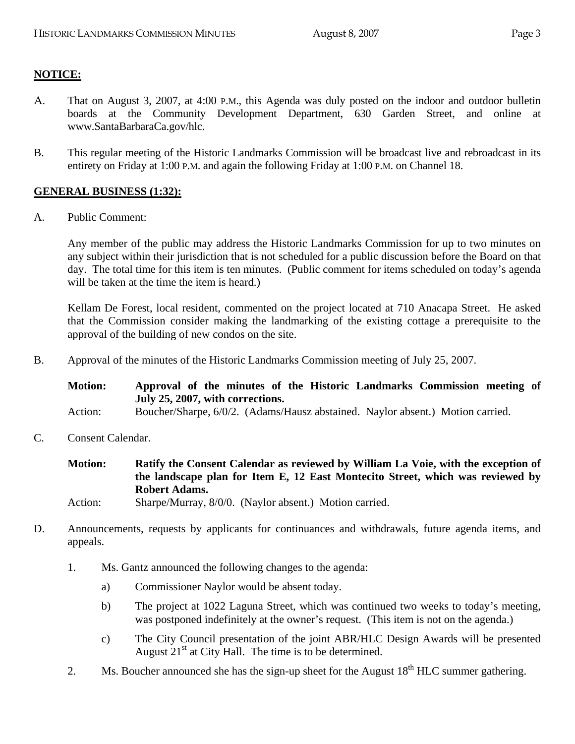## NOTICE:

A. That on August 3, 2007, at 4:00 P.M., this Agenda was duly posted on the indoor and outdoor bulletin boards at the Community Development Department, 630 Garden Street, and online at www.SantaBarbaraCa.gov/hlc.

B. This regular meeting of the Historic Landmarks Commission will be broadcast live and rebroadcast in its entirety on Friday at 1:00 P.M. and again the following Friday at 1:00 P.M. on Channel 18.

## GENERAL BUSINESS (1:32):

A. Public Comment:

Any member of the public may address the Historic Landmarks Commission for up to two minutes on any subject within their jurisdiction that is not scheduled for a public discussion before the Board on that day. The total time for this item is ten minutes. (Public comment for items scheduled on today's agenda will be taken at the time the item is heard.)

Kellam De Forest, local resident, commented on the project located at 710 Anacapa Street. He asked that the Commission consider making the landmarking of the existing cottage a prerequisite to the approval of the building of new condos on the site.

B. Approval of the minutes of the Historic Landmarks Commission meeting of July 25, 2007.

**Motion: Approval of the minutes of the Historic Landmarks Commission meeting of July 25, 2007, with corrections.**

Action: Boucher/Sharpe, 6/0/2. (Adams/Hausz abstained. Naylor absent.) Motion carried.

C. Consent Calendar.

**Motion: Ratify the Consent Calendar as reviewed by William La Voie, with the exception of the landscape plan for Item E, 12 East Montecito Street, which was reviewed by Robert Adams.**

Action: Sharpe/Murray, 8/0/0. (Naylor absent.) Motion carried.

D. Announcements, requests by applicants for continuances and withdrawals, future agenda items, and appeals.

1. Ms. Gantz announced the following changes to the agenda:

   a) Commissioner Naylor would be absent today.

   b) The project at 1022 Laguna Street, which was continued two weeks to today's meeting, was postponed indefinitely at the owner's request. (This item is not on the agenda.)

   c) The City Council presentation of the joint ABR/HLC Design Awards will be presented August 21st at City Hall. The time is to be determined.

2. Ms. Boucher announced she has the sign-up sheet for the August 18th HLC summer gathering.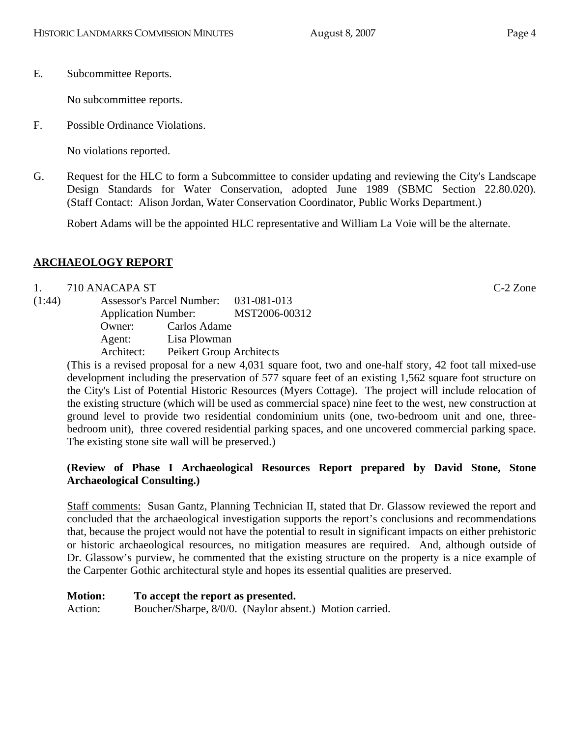E. Subcommittee Reports.

No subcommittee reports.

F. Possible Ordinance Violations.

No violations reported.

G. Request for the HLC to form a Subcommittee to consider updating and reviewing the City's Landscape Design Standards for Water Conservation, adopted June 1989 (SBMC Section 22.80.020). (Staff Contact: Alison Jordan, Water Conservation Coordinator, Public Works Department.)

Robert Adams will be the appointed HLC representative and William La Voie will be the alternate.

## ARCHAEOLOGY REPORT

1. 710 ANACAPA ST C-2 Zone

(1:44)
Assessor's Parcel Number: 031-081-013
Application Number: MST2006-00312
Owner: Carlos Adame
Agent: Lisa Plowman
Architect: Peikert Group Architects

(This is a revised proposal for a new 4,031 square foot, two and one-half story, 42 foot tall mixed-use development including the preservation of 577 square feet of an existing 1,562 square foot structure on the City's List of Potential Historic Resources (Myers Cottage). The project will include relocation of the existing structure (which will be used as commercial space) nine feet to the west, new construction at ground level to provide two residential condominium units (one, two-bedroom unit and one, three-bedroom unit), three covered residential parking spaces, and one uncovered commercial parking space. The existing stone site wall will be preserved.)

**(Review of Phase I Archaeological Resources Report prepared by David Stone, Stone Archaeological Consulting.)**

Staff comments: Susan Gantz, Planning Technician II, stated that Dr. Glassow reviewed the report and concluded that the archaeological investigation supports the report's conclusions and recommendations that, because the project would not have the potential to result in significant impacts on either prehistoric or historic archaeological resources, no mitigation measures are required. And, although outside of Dr. Glassow's purview, he commented that the existing structure on the property is a nice example of the Carpenter Gothic architectural style and hopes its essential qualities are preserved.

**Motion: To accept the report as presented.**
Action: Boucher/Sharpe, 8/0/0. (Naylor absent.) Motion carried.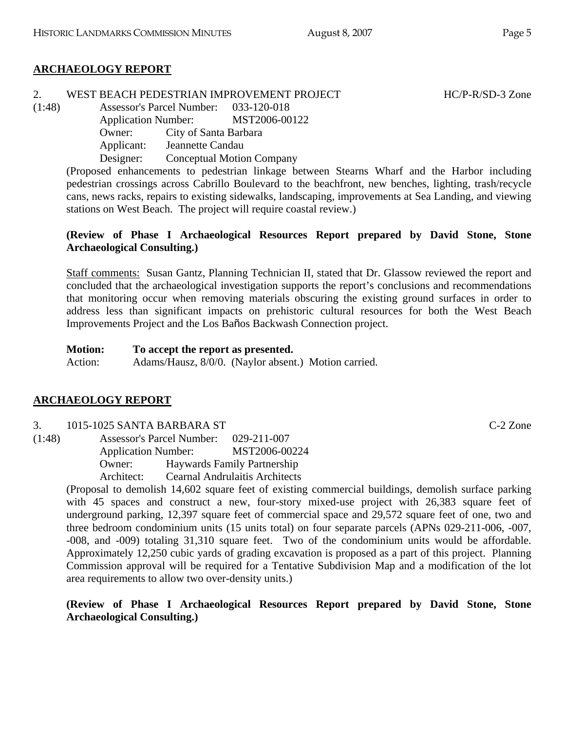## ARCHAEOLOGY REPORT

2. WEST BEACH PEDESTRIAN IMPROVEMENT PROJECT HC/P-R/SD-3 Zone

(1:48)
Assessor's Parcel Number: 033-120-018
Application Number: MST2006-00122
Owner: City of Santa Barbara
Applicant: Jeannette Candau
Designer: Conceptual Motion Company

(Proposed enhancements to pedestrian linkage between Stearns Wharf and the Harbor including pedestrian crossings across Cabrillo Boulevard to the beachfront, new benches, lighting, trash/recycle cans, news racks, repairs to existing sidewalks, landscaping, improvements at Sea Landing, and viewing stations on West Beach. The project will require coastal review.)

**(Review of Phase I Archaeological Resources Report prepared by David Stone, Stone Archaeological Consulting.)**

Staff comments: Susan Gantz, Planning Technician II, stated that Dr. Glassow reviewed the report and concluded that the archaeological investigation supports the report's conclusions and recommendations that monitoring occur when removing materials obscuring the existing ground surfaces in order to address less than significant impacts on prehistoric cultural resources for both the West Beach Improvements Project and the Los Baños Backwash Connection project.

**Motion:** **To accept the report as presented.**
Action: Adams/Hausz, 8/0/0. (Naylor absent.) Motion carried.

## ARCHAEOLOGY REPORT

3. 1015-1025 SANTA BARBARA ST C-2 Zone

(1:48)
Assessor's Parcel Number: 029-211-007
Application Number: MST2006-00224
Owner: Haywards Family Partnership
Architect: Cearnal Andrulaitis Architects

(Proposal to demolish 14,602 square feet of existing commercial buildings, demolish surface parking with 45 spaces and construct a new, four-story mixed-use project with 26,383 square feet of underground parking, 12,397 square feet of commercial space and 29,572 square feet of one, two and three bedroom condominium units (15 units total) on four separate parcels (APNs 029-211-006, -007, -008, and -009) totaling 31,310 square feet. Two of the condominium units would be affordable. Approximately 12,250 cubic yards of grading excavation is proposed as a part of this project. Planning Commission approval will be required for a Tentative Subdivision Map and a modification of the lot area requirements to allow two over-density units.)

**(Review of Phase I Archaeological Resources Report prepared by David Stone, Stone Archaeological Consulting.)**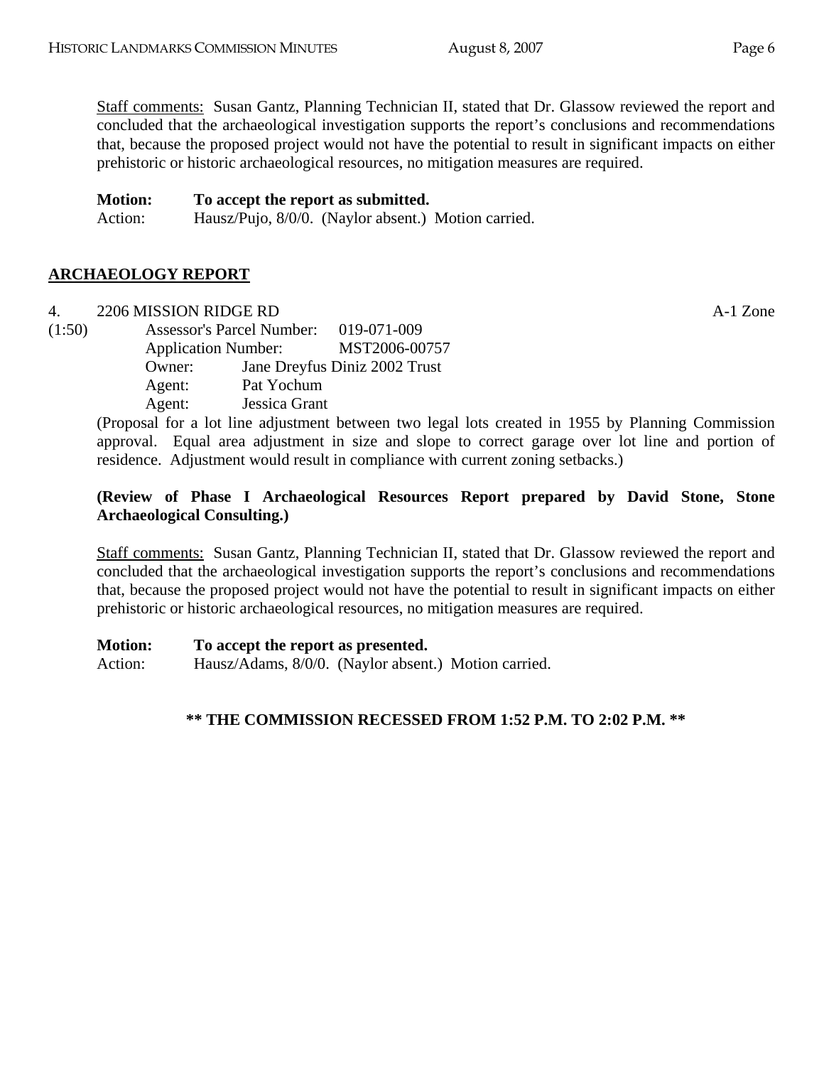Staff comments: Susan Gantz, Planning Technician II, stated that Dr. Glassow reviewed the report and concluded that the archaeological investigation supports the report's conclusions and recommendations that, because the proposed project would not have the potential to result in significant impacts on either prehistoric or historic archaeological resources, no mitigation measures are required.

**Motion: To accept the report as submitted.**
Action: Hausz/Pujo, 8/0/0. (Naylor absent.) Motion carried.

## ARCHAEOLOGY REPORT

4. 2206 MISSION RIDGE RD A-1 Zone
(1:50)
Assessor's Parcel Number: 019-071-009
Application Number: MST2006-00757
Owner: Jane Dreyfus Diniz 2002 Trust
Agent: Pat Yochum
Agent: Jessica Grant

(Proposal for a lot line adjustment between two legal lots created in 1955 by Planning Commission approval. Equal area adjustment in size and slope to correct garage over lot line and portion of residence. Adjustment would result in compliance with current zoning setbacks.)

**(Review of Phase I Archaeological Resources Report prepared by David Stone, Stone Archaeological Consulting.)**

Staff comments: Susan Gantz, Planning Technician II, stated that Dr. Glassow reviewed the report and concluded that the archaeological investigation supports the report's conclusions and recommendations that, because the proposed project would not have the potential to result in significant impacts on either prehistoric or historic archaeological resources, no mitigation measures are required.

**Motion: To accept the report as presented.**
Action: Hausz/Adams, 8/0/0. (Naylor absent.) Motion carried.

**\*\* THE COMMISSION RECESSED FROM 1:52 P.M. TO 2:02 P.M. \*\***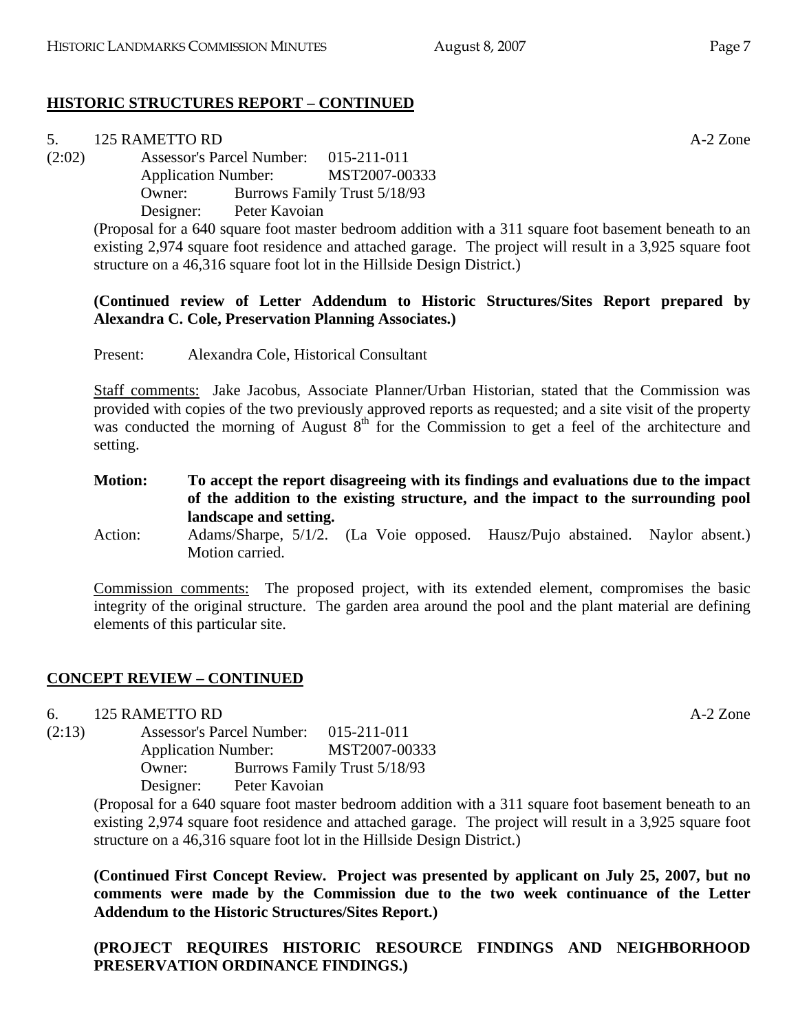## HISTORIC STRUCTURES REPORT – CONTINUED

5. 125 RAMETTO RD A-2 Zone

(2:02) Assessor's Parcel Number: 015-211-011
Application Number: MST2007-00333
Owner: Burrows Family Trust 5/18/93
Designer: Peter Kavoian

(Proposal for a 640 square foot master bedroom addition with a 311 square foot basement beneath to an existing 2,974 square foot residence and attached garage. The project will result in a 3,925 square foot structure on a 46,316 square foot lot in the Hillside Design District.)

**(Continued review of Letter Addendum to Historic Structures/Sites Report prepared by Alexandra C. Cole, Preservation Planning Associates.)**

Present: Alexandra Cole, Historical Consultant

Staff comments: Jake Jacobus, Associate Planner/Urban Historian, stated that the Commission was provided with copies of the two previously approved reports as requested; and a site visit of the property was conducted the morning of August 8th for the Commission to get a feel of the architecture and setting.

**Motion: To accept the report disagreeing with its findings and evaluations due to the impact of the addition to the existing structure, and the impact to the surrounding pool landscape and setting.**

Action: Adams/Sharpe, 5/1/2. (La Voie opposed. Hausz/Pujo abstained. Naylor absent.) Motion carried.

Commission comments: The proposed project, with its extended element, compromises the basic integrity of the original structure. The garden area around the pool and the plant material are defining elements of this particular site.

## CONCEPT REVIEW – CONTINUED

6. 125 RAMETTO RD A-2 Zone

(2:13) Assessor's Parcel Number: 015-211-011
Application Number: MST2007-00333
Owner: Burrows Family Trust 5/18/93
Designer: Peter Kavoian

(Proposal for a 640 square foot master bedroom addition with a 311 square foot basement beneath to an existing 2,974 square foot residence and attached garage. The project will result in a 3,925 square foot structure on a 46,316 square foot lot in the Hillside Design District.)

**(Continued First Concept Review. Project was presented by applicant on July 25, 2007, but no comments were made by the Commission due to the two week continuance of the Letter Addendum to the Historic Structures/Sites Report.)**

**(PROJECT REQUIRES HISTORIC RESOURCE FINDINGS AND NEIGHBORHOOD PRESERVATION ORDINANCE FINDINGS.)**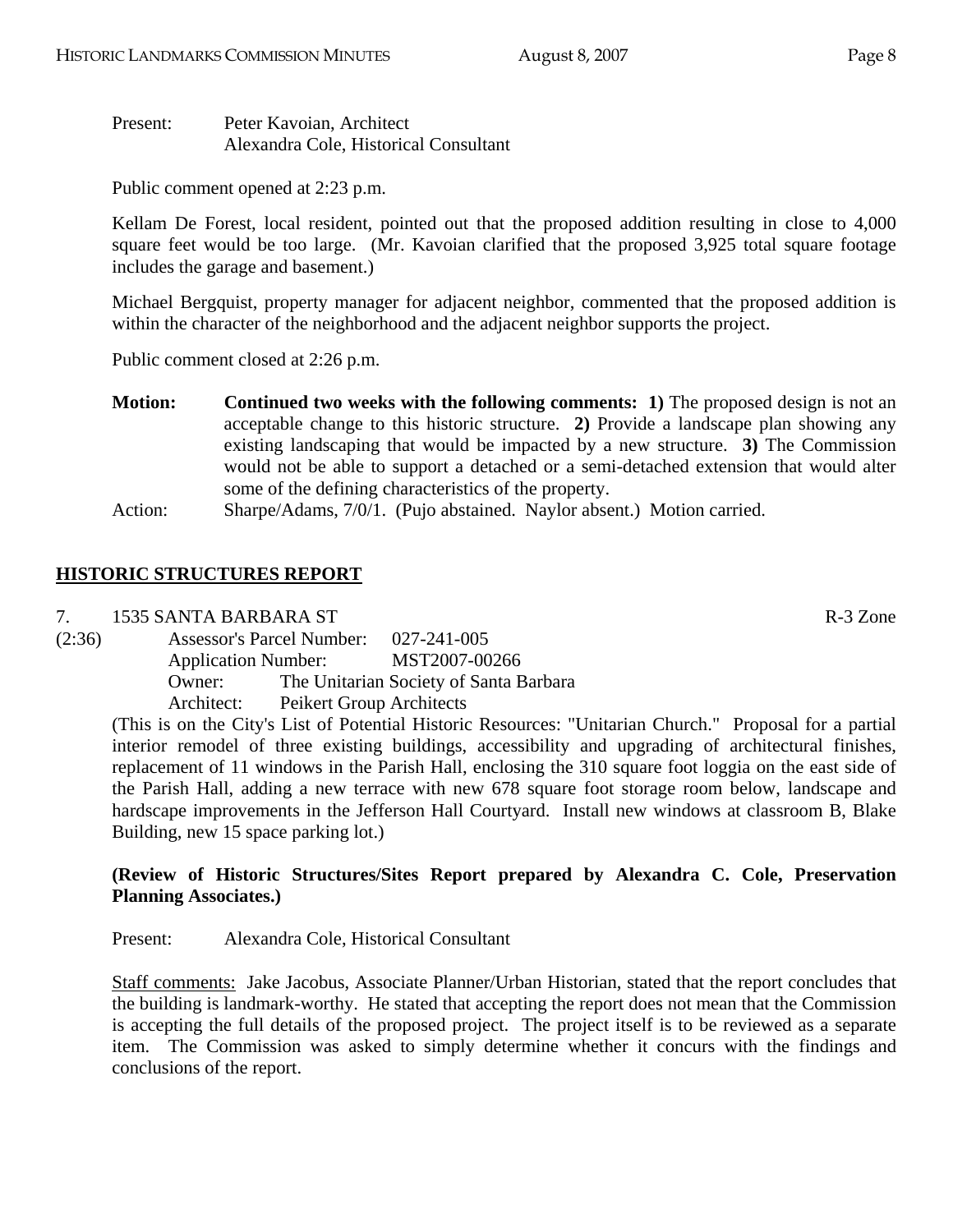Present: Peter Kavoian, Architect
Alexandra Cole, Historical Consultant

Public comment opened at 2:23 p.m.

Kellam De Forest, local resident, pointed out that the proposed addition resulting in close to 4,000 square feet would be too large. (Mr. Kavoian clarified that the proposed 3,925 total square footage includes the garage and basement.)

Michael Bergquist, property manager for adjacent neighbor, commented that the proposed addition is within the character of the neighborhood and the adjacent neighbor supports the project.

Public comment closed at 2:26 p.m.

**Motion:** **Continued two weeks with the following comments: 1)** The proposed design is not an acceptable change to this historic structure. **2)** Provide a landscape plan showing any existing landscaping that would be impacted by a new structure. **3)** The Commission would not be able to support a detached or a semi-detached extension that would alter some of the defining characteristics of the property.

Action: Sharpe/Adams, 7/0/1. (Pujo abstained. Naylor absent.) Motion carried.

## HISTORIC STRUCTURES REPORT

7. 1535 SANTA BARBARA ST — R-3 Zone

(2:36)
Assessor's Parcel Number: 027-241-005
Application Number: MST2007-00266
Owner: The Unitarian Society of Santa Barbara
Architect: Peikert Group Architects

(This is on the City's List of Potential Historic Resources: "Unitarian Church." Proposal for a partial interior remodel of three existing buildings, accessibility and upgrading of architectural finishes, replacement of 11 windows in the Parish Hall, enclosing the 310 square foot loggia on the east side of the Parish Hall, adding a new terrace with new 678 square foot storage room below, landscape and hardscape improvements in the Jefferson Hall Courtyard. Install new windows at classroom B, Blake Building, new 15 space parking lot.)

**(Review of Historic Structures/Sites Report prepared by Alexandra C. Cole, Preservation Planning Associates.)**

Present: Alexandra Cole, Historical Consultant

Staff comments: Jake Jacobus, Associate Planner/Urban Historian, stated that the report concludes that the building is landmark-worthy. He stated that accepting the report does not mean that the Commission is accepting the full details of the proposed project. The project itself is to be reviewed as a separate item. The Commission was asked to simply determine whether it concurs with the findings and conclusions of the report.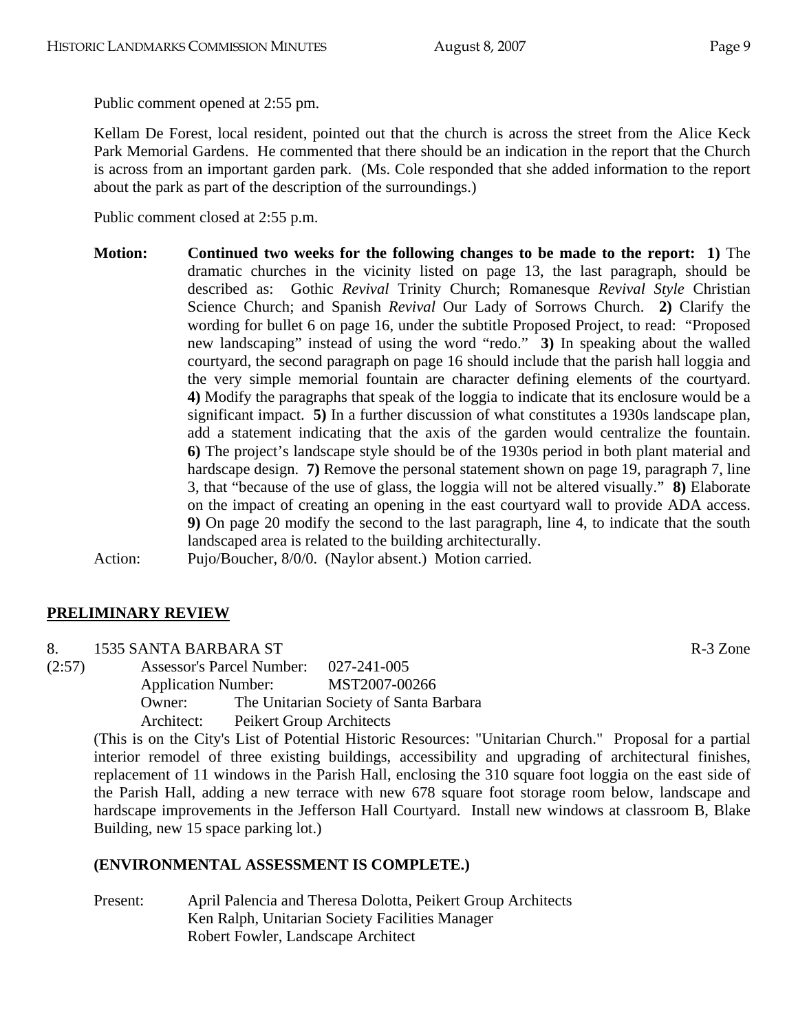Public comment opened at 2:55 pm.

Kellam De Forest, local resident, pointed out that the church is across the street from the Alice Keck Park Memorial Gardens. He commented that there should be an indication in the report that the Church is across from an important garden park. (Ms. Cole responded that she added information to the report about the park as part of the description of the surroundings.)

Public comment closed at 2:55 p.m.

**Motion:** **Continued two weeks for the following changes to be made to the report: 1)** The dramatic churches in the vicinity listed on page 13, the last paragraph, should be described as: Gothic *Revival* Trinity Church; Romanesque *Revival Style* Christian Science Church; and Spanish *Revival* Our Lady of Sorrows Church. **2)** Clarify the wording for bullet 6 on page 16, under the subtitle Proposed Project, to read: "Proposed new landscaping" instead of using the word "redo." **3)** In speaking about the walled courtyard, the second paragraph on page 16 should include that the parish hall loggia and the very simple memorial fountain are character defining elements of the courtyard. **4)** Modify the paragraphs that speak of the loggia to indicate that its enclosure would be a significant impact. **5)** In a further discussion of what constitutes a 1930s landscape plan, add a statement indicating that the axis of the garden would centralize the fountain. **6)** The project's landscape style should be of the 1930s period in both plant material and hardscape design. **7)** Remove the personal statement shown on page 19, paragraph 7, line 3, that "because of the use of glass, the loggia will not be altered visually." **8)** Elaborate on the impact of creating an opening in the east courtyard wall to provide ADA access. **9)** On page 20 modify the second to the last paragraph, line 4, to indicate that the south landscaped area is related to the building architecturally.

Action: Pujo/Boucher, 8/0/0. (Naylor absent.) Motion carried.

## PRELIMINARY REVIEW

8. 1535 SANTA BARBARA ST R-3 Zone

(2:57)
Assessor's Parcel Number: 027-241-005
Application Number: MST2007-00266
Owner: The Unitarian Society of Santa Barbara
Architect: Peikert Group Architects

(This is on the City's List of Potential Historic Resources: "Unitarian Church." Proposal for a partial interior remodel of three existing buildings, accessibility and upgrading of architectural finishes, replacement of 11 windows in the Parish Hall, enclosing the 310 square foot loggia on the east side of the Parish Hall, adding a new terrace with new 678 square foot storage room below, landscape and hardscape improvements in the Jefferson Hall Courtyard. Install new windows at classroom B, Blake Building, new 15 space parking lot.)

**(ENVIRONMENTAL ASSESSMENT IS COMPLETE.)**

Present: April Palencia and Theresa Dolotta, Peikert Group Architects
Ken Ralph, Unitarian Society Facilities Manager
Robert Fowler, Landscape Architect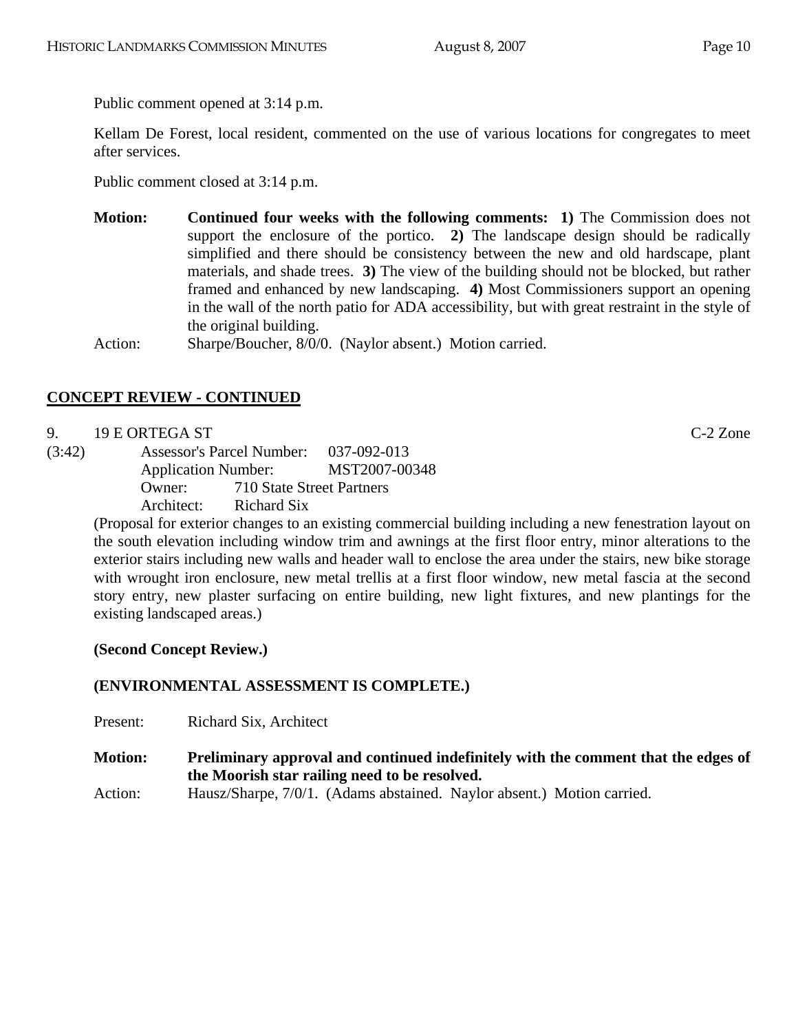Public comment opened at 3:14 p.m.

Kellam De Forest, local resident, commented on the use of various locations for congregates to meet after services.

Public comment closed at 3:14 p.m.

**Motion:** **Continued four weeks with the following comments: 1)** The Commission does not support the enclosure of the portico. **2)** The landscape design should be radically simplified and there should be consistency between the new and old hardscape, plant materials, and shade trees. **3)** The view of the building should not be blocked, but rather framed and enhanced by new landscaping. **4)** Most Commissioners support an opening in the wall of the north patio for ADA accessibility, but with great restraint in the style of the original building.

Action: Sharpe/Boucher, 8/0/0. (Naylor absent.) Motion carried.

## CONCEPT REVIEW - CONTINUED

9. 19 E ORTEGA ST — C-2 Zone

(3:42)

Assessor's Parcel Number: 037-092-013
Application Number: MST2007-00348
Owner: 710 State Street Partners
Architect: Richard Six

(Proposal for exterior changes to an existing commercial building including a new fenestration layout on the south elevation including window trim and awnings at the first floor entry, minor alterations to the exterior stairs including new walls and header wall to enclose the area under the stairs, new bike storage with wrought iron enclosure, new metal trellis at a first floor window, new metal fascia at the second story entry, new plaster surfacing on entire building, new light fixtures, and new plantings for the existing landscaped areas.)

**(Second Concept Review.)**

**(ENVIRONMENTAL ASSESSMENT IS COMPLETE.)**

Present: Richard Six, Architect

**Motion:** **Preliminary approval and continued indefinitely with the comment that the edges of the Moorish star railing need to be resolved.**

Action: Hausz/Sharpe, 7/0/1. (Adams abstained. Naylor absent.) Motion carried.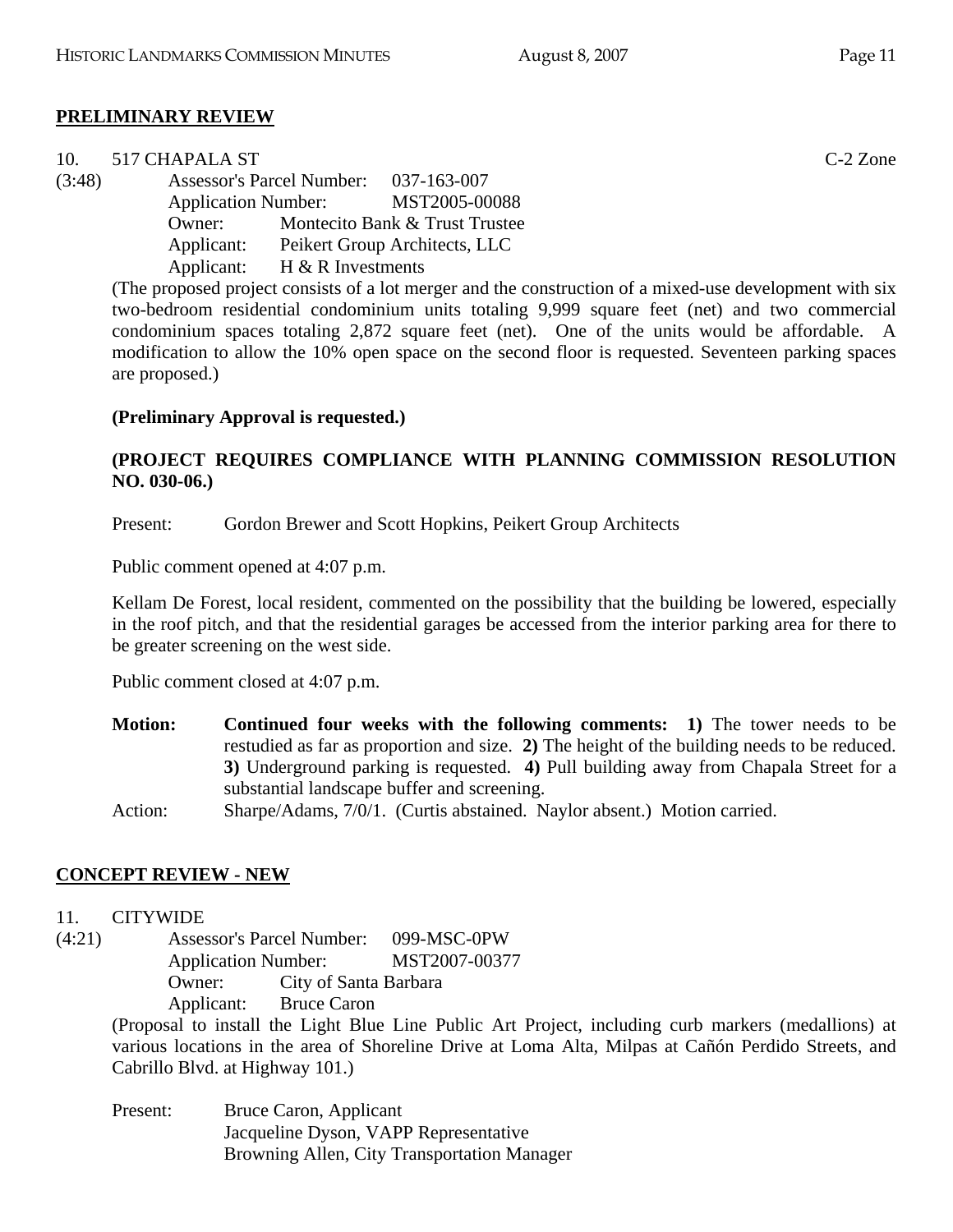## PRELIMINARY REVIEW

10. 517 CHAPALA ST C-2 Zone

(3:48)
Assessor's Parcel Number: 037-163-007
Application Number: MST2005-00088
Owner: Montecito Bank & Trust Trustee
Applicant: Peikert Group Architects, LLC
Applicant: H & R Investments

(The proposed project consists of a lot merger and the construction of a mixed-use development with six two-bedroom residential condominium units totaling 9,999 square feet (net) and two commercial condominium spaces totaling 2,872 square feet (net). One of the units would be affordable. A modification to allow the 10% open space on the second floor is requested. Seventeen parking spaces are proposed.)

**(Preliminary Approval is requested.)**

**(PROJECT REQUIRES COMPLIANCE WITH PLANNING COMMISSION RESOLUTION NO. 030-06.)**

Present: Gordon Brewer and Scott Hopkins, Peikert Group Architects

Public comment opened at 4:07 p.m.

Kellam De Forest, local resident, commented on the possibility that the building be lowered, especially in the roof pitch, and that the residential garages be accessed from the interior parking area for there to be greater screening on the west side.

Public comment closed at 4:07 p.m.

**Motion:** **Continued four weeks with the following comments: 1)** The tower needs to be restudied as far as proportion and size. **2)** The height of the building needs to be reduced. **3)** Underground parking is requested. **4)** Pull building away from Chapala Street for a substantial landscape buffer and screening.

Action: Sharpe/Adams, 7/0/1. (Curtis abstained. Naylor absent.) Motion carried.

## CONCEPT REVIEW - NEW

11. CITYWIDE

(4:21)
Assessor's Parcel Number: 099-MSC-0PW
Application Number: MST2007-00377
Owner: City of Santa Barbara
Applicant: Bruce Caron

(Proposal to install the Light Blue Line Public Art Project, including curb markers (medallions) at various locations in the area of Shoreline Drive at Loma Alta, Milpas at Cañón Perdido Streets, and Cabrillo Blvd. at Highway 101.)

Present: Bruce Caron, Applicant
Jacqueline Dyson, VAPP Representative
Browning Allen, City Transportation Manager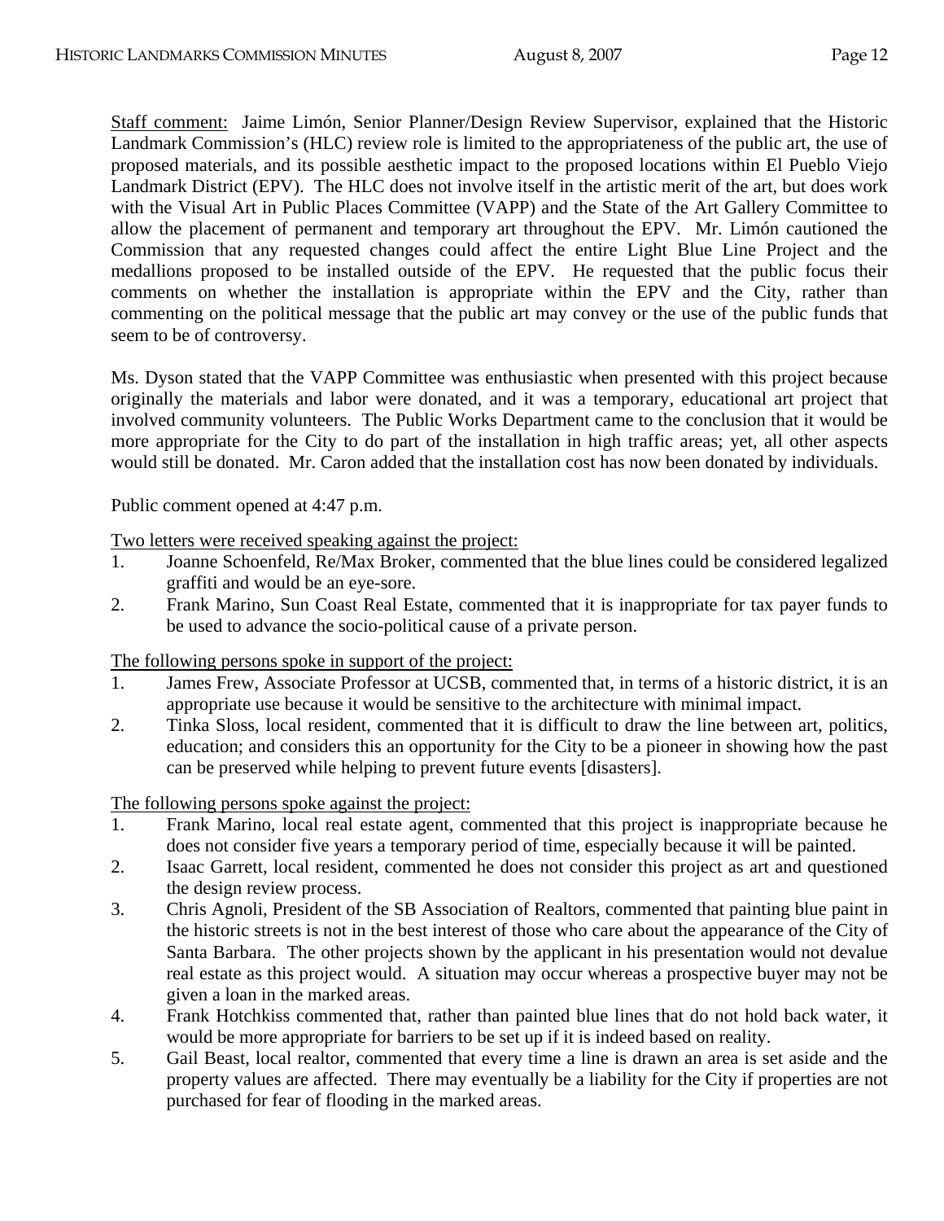Staff comment: Jaime Limón, Senior Planner/Design Review Supervisor, explained that the Historic Landmark Commission's (HLC) review role is limited to the appropriateness of the public art, the use of proposed materials, and its possible aesthetic impact to the proposed locations within El Pueblo Viejo Landmark District (EPV). The HLC does not involve itself in the artistic merit of the art, but does work with the Visual Art in Public Places Committee (VAPP) and the State of the Art Gallery Committee to allow the placement of permanent and temporary art throughout the EPV. Mr. Limón cautioned the Commission that any requested changes could affect the entire Light Blue Line Project and the medallions proposed to be installed outside of the EPV. He requested that the public focus their comments on whether the installation is appropriate within the EPV and the City, rather than commenting on the political message that the public art may convey or the use of the public funds that seem to be of controversy.

Ms. Dyson stated that the VAPP Committee was enthusiastic when presented with this project because originally the materials and labor were donated, and it was a temporary, educational art project that involved community volunteers. The Public Works Department came to the conclusion that it would be more appropriate for the City to do part of the installation in high traffic areas; yet, all other aspects would still be donated. Mr. Caron added that the installation cost has now been donated by individuals.

Public comment opened at 4:47 p.m.

Two letters were received speaking against the project:

1. Joanne Schoenfeld, Re/Max Broker, commented that the blue lines could be considered legalized graffiti and would be an eye-sore.
2. Frank Marino, Sun Coast Real Estate, commented that it is inappropriate for tax payer funds to be used to advance the socio-political cause of a private person.

The following persons spoke in support of the project:

1. James Frew, Associate Professor at UCSB, commented that, in terms of a historic district, it is an appropriate use because it would be sensitive to the architecture with minimal impact.
2. Tinka Sloss, local resident, commented that it is difficult to draw the line between art, politics, education; and considers this an opportunity for the City to be a pioneer in showing how the past can be preserved while helping to prevent future events [disasters].

The following persons spoke against the project:

1. Frank Marino, local real estate agent, commented that this project is inappropriate because he does not consider five years a temporary period of time, especially because it will be painted.
2. Isaac Garrett, local resident, commented he does not consider this project as art and questioned the design review process.
3. Chris Agnoli, President of the SB Association of Realtors, commented that painting blue paint in the historic streets is not in the best interest of those who care about the appearance of the City of Santa Barbara. The other projects shown by the applicant in his presentation would not devalue real estate as this project would. A situation may occur whereas a prospective buyer may not be given a loan in the marked areas.
4. Frank Hotchkiss commented that, rather than painted blue lines that do not hold back water, it would be more appropriate for barriers to be set up if it is indeed based on reality.
5. Gail Beast, local realtor, commented that every time a line is drawn an area is set aside and the property values are affected. There may eventually be a liability for the City if properties are not purchased for fear of flooding in the marked areas.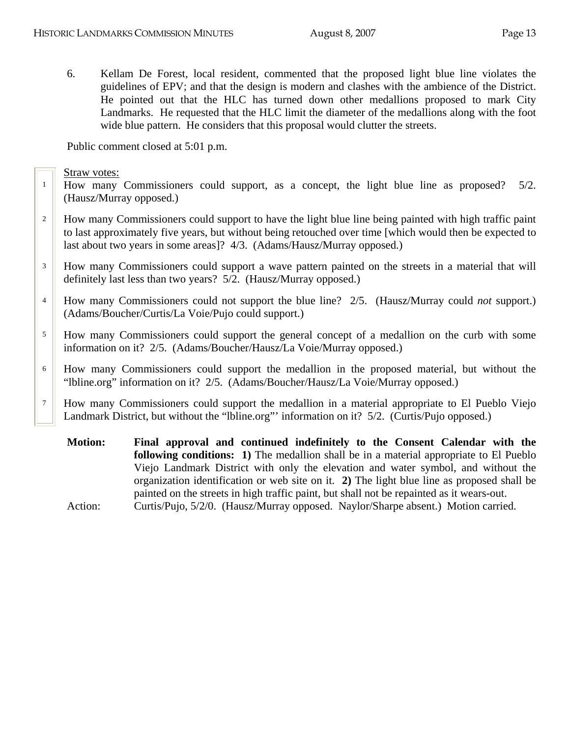6. Kellam De Forest, local resident, commented that the proposed light blue line violates the guidelines of EPV; and that the design is modern and clashes with the ambience of the District. He pointed out that the HLC has turned down other medallions proposed to mark City Landmarks. He requested that the HLC limit the diameter of the medallions along with the foot wide blue pattern. He considers that this proposal would clutter the streets.

Public comment closed at 5:01 p.m.

Straw votes:

1 How many Commissioners could support, as a concept, the light blue line as proposed? 5/2. (Hausz/Murray opposed.)

2 How many Commissioners could support to have the light blue line being painted with high traffic paint to last approximately five years, but without being retouched over time [which would then be expected to last about two years in some areas]? 4/3. (Adams/Hausz/Murray opposed.)

3 How many Commissioners could support a wave pattern painted on the streets in a material that will definitely last less than two years? 5/2. (Hausz/Murray opposed.)

4 How many Commissioners could not support the blue line? 2/5. (Hausz/Murray could *not* support.) (Adams/Boucher/Curtis/La Voie/Pujo could support.)

5 How many Commissioners could support the general concept of a medallion on the curb with some information on it? 2/5. (Adams/Boucher/Hausz/La Voie/Murray opposed.)

6 How many Commissioners could support the medallion in the proposed material, but without the “lbline.org” information on it? 2/5. (Adams/Boucher/Hausz/La Voie/Murray opposed.)

7 How many Commissioners could support the medallion in a material appropriate to El Pueblo Viejo Landmark District, but without the “lbline.org”’ information on it? 5/2. (Curtis/Pujo opposed.)

**Motion:** **Final approval and continued indefinitely to the Consent Calendar with the following conditions: 1)** The medallion shall be in a material appropriate to El Pueblo Viejo Landmark District with only the elevation and water symbol, and without the organization identification or web site on it. **2)** The light blue line as proposed shall be painted on the streets in high traffic paint, but shall not be repainted as it wears-out.

Action: Curtis/Pujo, 5/2/0. (Hausz/Murray opposed. Naylor/Sharpe absent.) Motion carried.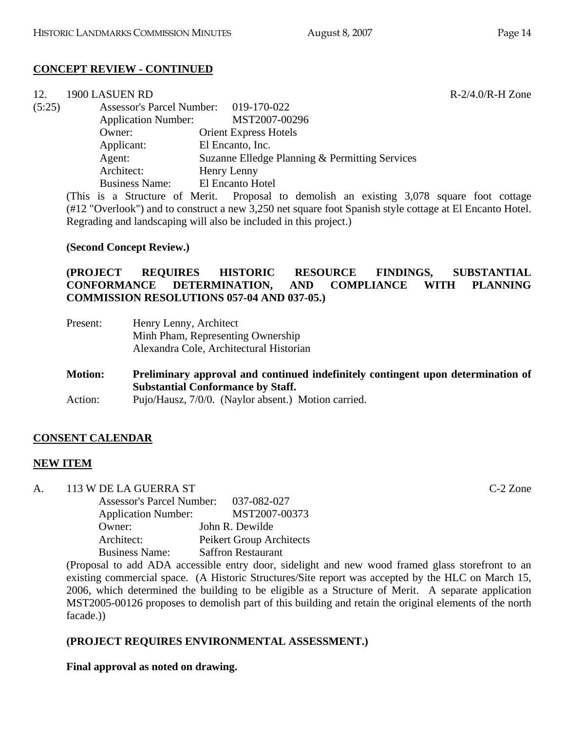## CONCEPT REVIEW - CONTINUED

12. 1900 LASUEN RD R-2/4.0/R-H Zone

(5:25)

Assessor's Parcel Number: 019-170-022
Application Number: MST2007-00296
Owner: Orient Express Hotels
Applicant: El Encanto, Inc.
Agent: Suzanne Elledge Planning & Permitting Services
Architect: Henry Lenny
Business Name: El Encanto Hotel

(This is a Structure of Merit. Proposal to demolish an existing 3,078 square foot cottage (#12 "Overlook") and to construct a new 3,250 net square foot Spanish style cottage at El Encanto Hotel. Regrading and landscaping will also be included in this project.)

**(Second Concept Review.)**

**(PROJECT REQUIRES HISTORIC RESOURCE FINDINGS, SUBSTANTIAL CONFORMANCE DETERMINATION, AND COMPLIANCE WITH PLANNING COMMISSION RESOLUTIONS 057-04 AND 037-05.)**

Present: Henry Lenny, Architect
Minh Pham, Representing Ownership
Alexandra Cole, Architectural Historian

**Motion: Preliminary approval and continued indefinitely contingent upon determination of Substantial Conformance by Staff.**

Action: Pujo/Hausz, 7/0/0. (Naylor absent.) Motion carried.

## CONSENT CALENDAR

## NEW ITEM

A. 113 W DE LA GUERRA ST C-2 Zone

Assessor's Parcel Number: 037-082-027
Application Number: MST2007-00373
Owner: John R. Dewilde
Architect: Peikert Group Architects
Business Name: Saffron Restaurant

(Proposal to add ADA accessible entry door, sidelight and new wood framed glass storefront to an existing commercial space. (A Historic Structures/Site report was accepted by the HLC on March 15, 2006, which determined the building to be eligible as a Structure of Merit. A separate application MST2005-00126 proposes to demolish part of this building and retain the original elements of the north facade.))

**(PROJECT REQUIRES ENVIRONMENTAL ASSESSMENT.)**

**Final approval as noted on drawing.**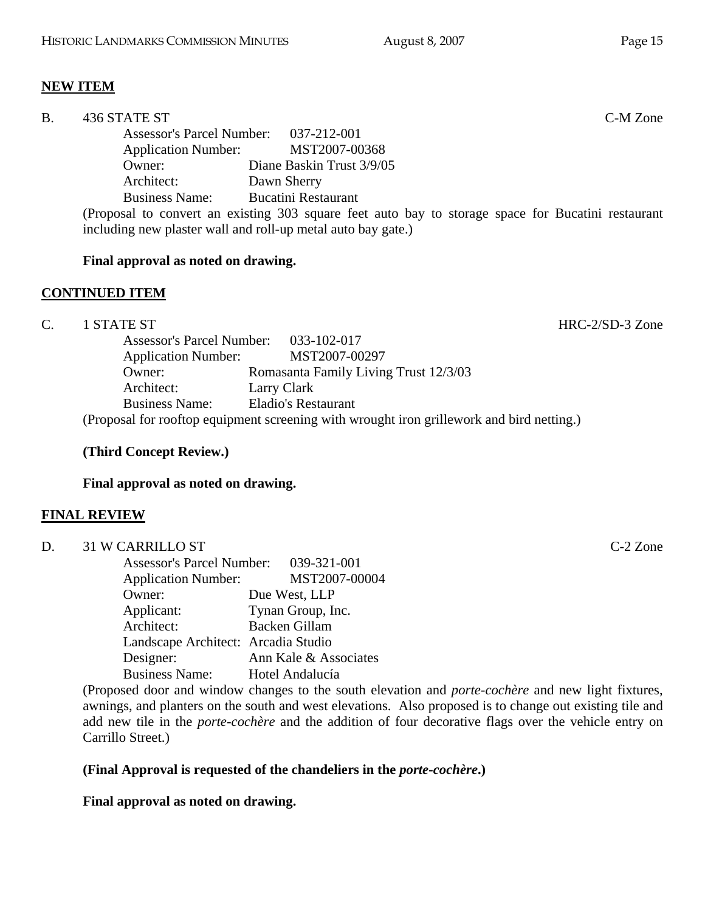**NEW ITEM**

B. 436 STATE ST C-M Zone

Assessor's Parcel Number: 037-212-001
Application Number: MST2007-00368
Owner: Diane Baskin Trust 3/9/05
Architect: Dawn Sherry
Business Name: Bucatini Restaurant

(Proposal to convert an existing 303 square feet auto bay to storage space for Bucatini restaurant including new plaster wall and roll-up metal auto bay gate.)

**Final approval as noted on drawing.**

**CONTINUED ITEM**

C. 1 STATE ST HRC-2/SD-3 Zone

Assessor's Parcel Number: 033-102-017
Application Number: MST2007-00297
Owner: Romasanta Family Living Trust 12/3/03
Architect: Larry Clark
Business Name: Eladio's Restaurant

(Proposal for rooftop equipment screening with wrought iron grillework and bird netting.)

**(Third Concept Review.)**

**Final approval as noted on drawing.**

**FINAL REVIEW**

D. 31 W CARRILLO ST C-2 Zone

Assessor's Parcel Number: 039-321-001
Application Number: MST2007-00004
Owner: Due West, LLP
Applicant: Tynan Group, Inc.
Architect: Backen Gillam
Landscape Architect: Arcadia Studio
Designer: Ann Kale & Associates
Business Name: Hotel Andalucía

(Proposed door and window changes to the south elevation and *porte-cochère* and new light fixtures, awnings, and planters on the south and west elevations. Also proposed is to change out existing tile and add new tile in the *porte-cochère* and the addition of four decorative flags over the vehicle entry on Carrillo Street.)

**(Final Approval is requested of the chandeliers in the *porte-cochère*.)**

**Final approval as noted on drawing.**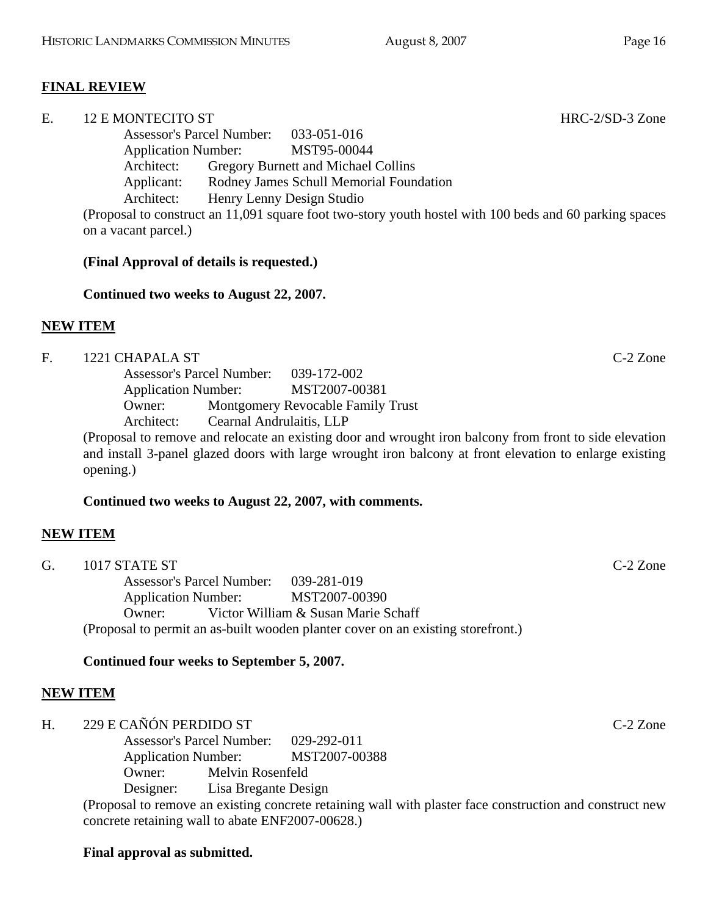**FINAL REVIEW**

E. 12 E MONTECITO ST HRC-2/SD-3 Zone

Assessor's Parcel Number: 033-051-016
Application Number: MST95-00044
Architect: Gregory Burnett and Michael Collins
Applicant: Rodney James Schull Memorial Foundation
Architect: Henry Lenny Design Studio

(Proposal to construct an 11,091 square foot two-story youth hostel with 100 beds and 60 parking spaces on a vacant parcel.)

**(Final Approval of details is requested.)**

**Continued two weeks to August 22, 2007.**

**NEW ITEM**

F. 1221 CHAPALA ST C-2 Zone

Assessor's Parcel Number: 039-172-002
Application Number: MST2007-00381
Owner: Montgomery Revocable Family Trust
Architect: Cearnal Andrulaitis, LLP

(Proposal to remove and relocate an existing door and wrought iron balcony from front to side elevation and install 3-panel glazed doors with large wrought iron balcony at front elevation to enlarge existing opening.)

**Continued two weeks to August 22, 2007, with comments.**

**NEW ITEM**

G. 1017 STATE ST C-2 Zone

Assessor's Parcel Number: 039-281-019
Application Number: MST2007-00390
Owner: Victor William & Susan Marie Schaff

(Proposal to permit an as-built wooden planter cover on an existing storefront.)

**Continued four weeks to September 5, 2007.**

**NEW ITEM**

H. 229 E CAÑÓN PERDIDO ST C-2 Zone

Assessor's Parcel Number: 029-292-011
Application Number: MST2007-00388
Owner: Melvin Rosenfeld
Designer: Lisa Bregante Design

(Proposal to remove an existing concrete retaining wall with plaster face construction and construct new concrete retaining wall to abate ENF2007-00628.)

**Final approval as submitted.**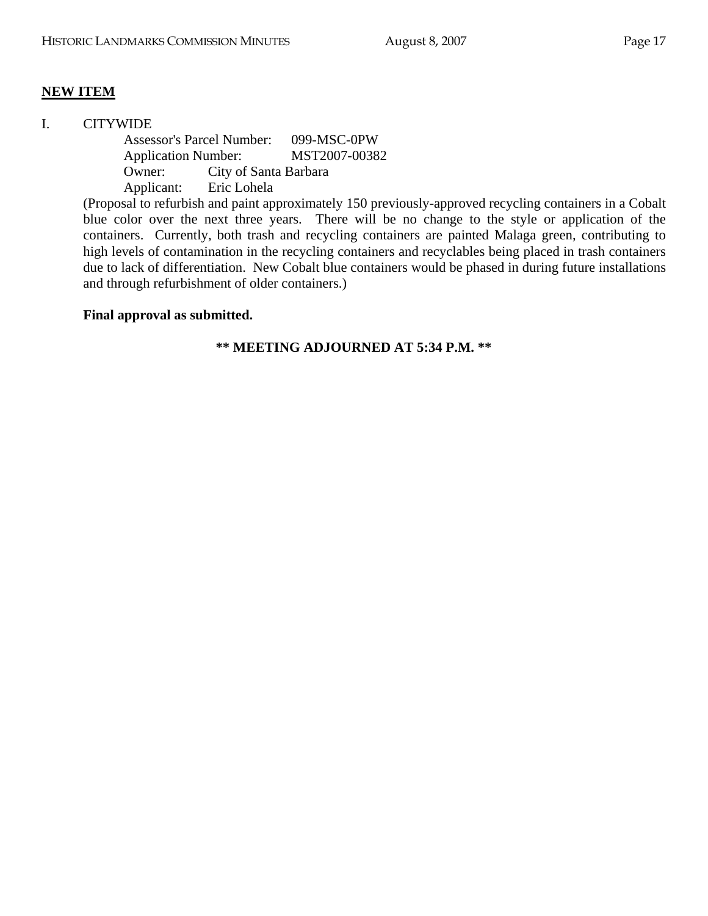**NEW ITEM**

I. CITYWIDE

Assessor's Parcel Number: 099-MSC-0PW
Application Number: MST2007-00382
Owner: City of Santa Barbara
Applicant: Eric Lohela

(Proposal to refurbish and paint approximately 150 previously-approved recycling containers in a Cobalt blue color over the next three years. There will be no change to the style or application of the containers. Currently, both trash and recycling containers are painted Malaga green, contributing to high levels of contamination in the recycling containers and recyclables being placed in trash containers due to lack of differentiation. New Cobalt blue containers would be phased in during future installations and through refurbishment of older containers.)

**Final approval as submitted.**

**\*\* MEETING ADJOURNED AT 5:34 P.M. \*\***